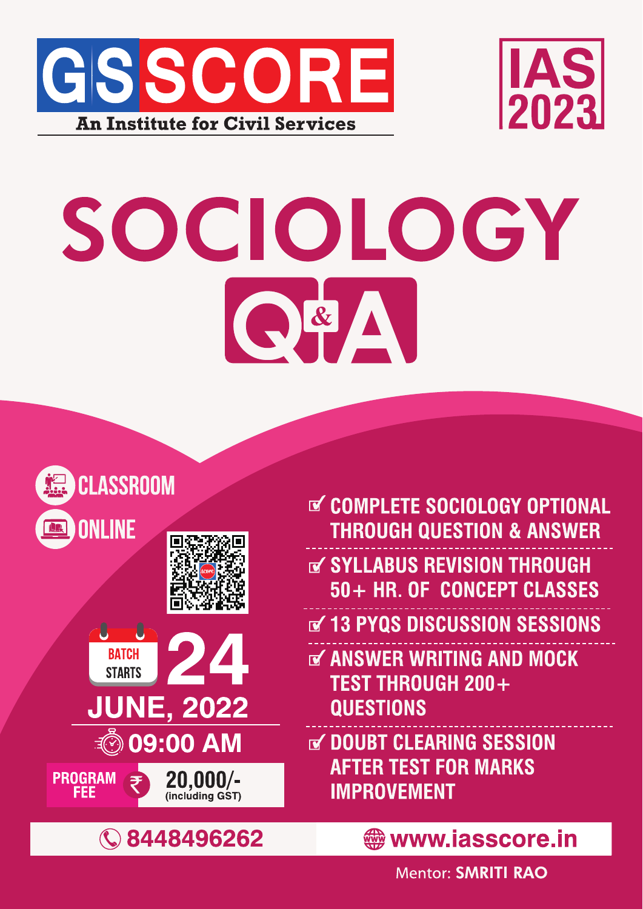# GS SCORE

**An Institute for Civil Services**

**IAS 2023**

# SOCIOLOGY

## Q&A

- CLASSROOM
- ONLINE

**BATCH STARTS 24 JUNE, 2022**

**09:00 AM**

**PROGRAM FEE ₹ 20,000/-** (including GST)

- COMPLETE SOCIOLOGY OPTIONAL THROUGH QUESTION & ANSWER
- SYLLABUS REVISION THROUGH 50+ HR. OF CONCEPT CLASSES
- 13 PYQS DISCUSSION SESSIONS
- ANSWER WRITING AND MOCK TEST THROUGH 200+ QUESTIONS
- DOUBT CLEARING SESSION AFTER TEST FOR MARKS IMPROVEMENT

8448496262

www.iasscore.in

Mentor: **SMRITI RAO**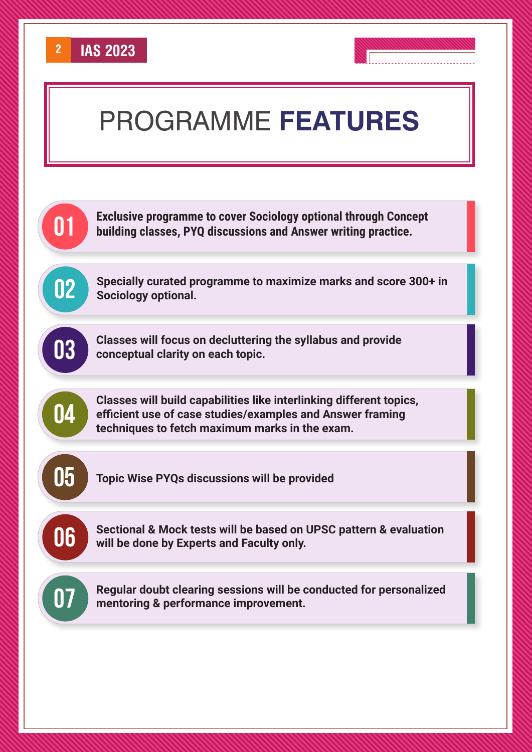# PROGRAMME **FEATURES**

**01** **Exclusive programme to cover Sociology optional through Concept building classes, PYQ discussions and Answer writing practice.**

**02** **Specially curated programme to maximize marks and score 300+ in Sociology optional.**

**03** **Classes will focus on decluttering the syllabus and provide conceptual clarity on each topic.**

**04** **Classes will build capabilities like interlinking different topics, efficient use of case studies/examples and Answer framing techniques to fetch maximum marks in the exam.**

**05** **Topic Wise PYQs discussions will be provided**

**06** **Sectional & Mock tests will be based on UPSC pattern & evaluation will be done by Experts and Faculty only.**

**07** **Regular doubt clearing sessions will be conducted for personalized mentoring & performance improvement.**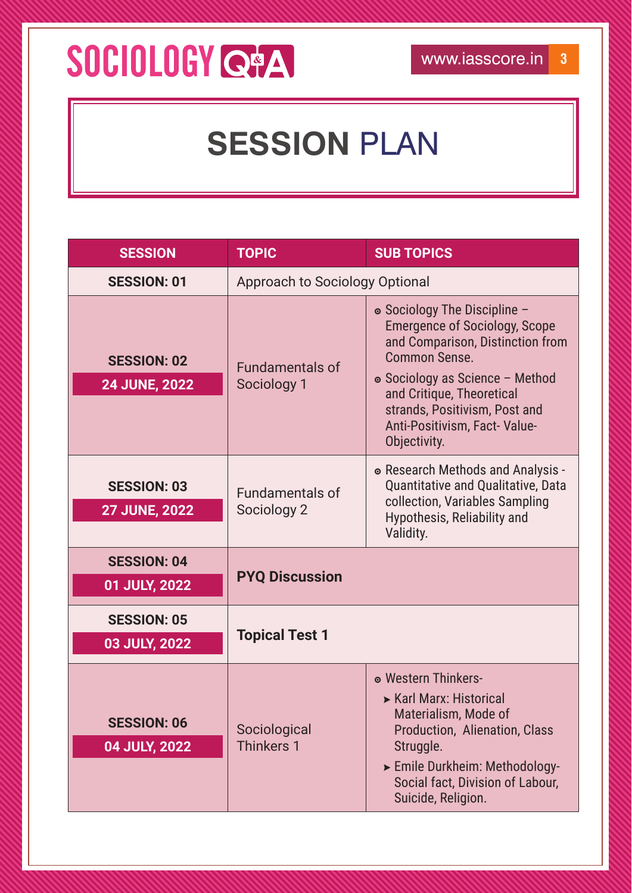# SESSION PLAN

| SESSION | TOPIC | SUB TOPICS |
|---|---|---|
| **SESSION: 01** | Approach to Sociology Optional | |
| **SESSION: 02** **24 JUNE, 2022** | Fundamentals of Sociology 1 | • Sociology The Discipline – Emergence of Sociology, Scope and Comparison, Distinction from Common Sense. • Sociology as Science – Method and Critique, Theoretical strands, Positivism, Post and Anti-Positivism, Fact- Value-Objectivity. |
| **SESSION: 03** **27 JUNE, 2022** | Fundamentals of Sociology 2 | • Research Methods and Analysis - Quantitative and Qualitative, Data collection, Variables Sampling Hypothesis, Reliability and Validity. |
| **SESSION: 04** **01 JULY, 2022** | **PYQ Discussion** | |
| **SESSION: 05** **03 JULY, 2022** | **Topical Test 1** | |
| **SESSION: 06** **04 JULY, 2022** | Sociological Thinkers 1 | • Western Thinkers- ➤ Karl Marx: Historical Materialism, Mode of Production, Alienation, Class Struggle. ➤ Emile Durkheim: Methodology-Social fact, Division of Labour, Suicide, Religion. |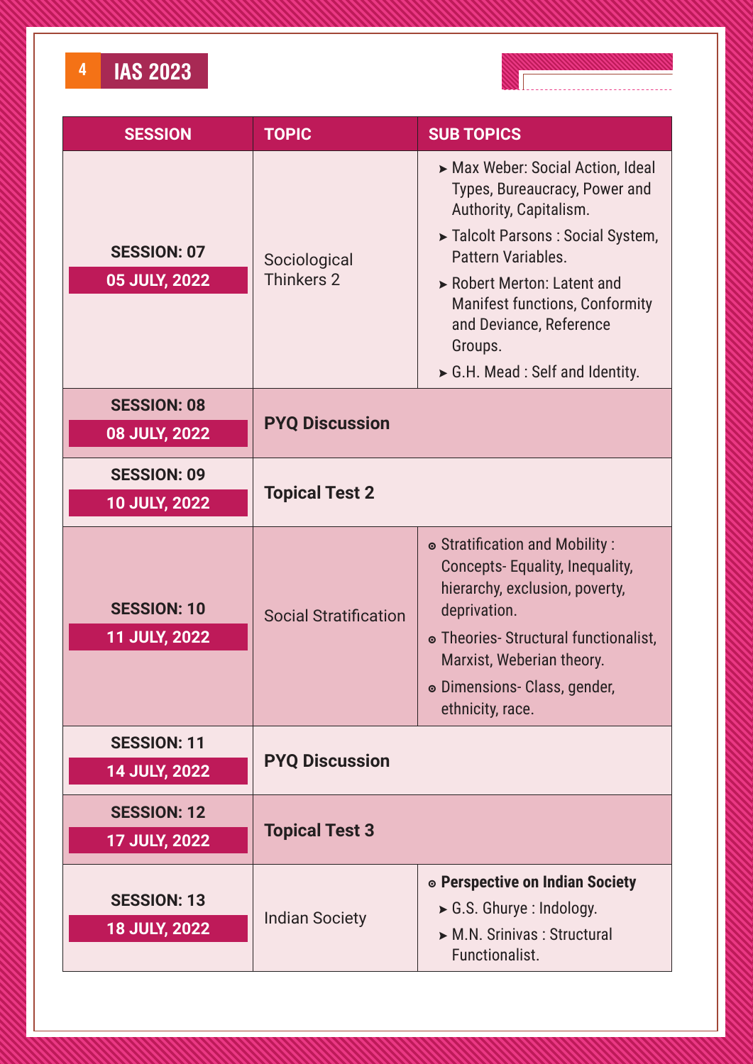| SESSION | TOPIC | SUB TOPICS |
| --- | --- | --- |
| **SESSION: 07** **05 JULY, 2022** | Sociological Thinkers 2 | ➤ Max Weber: Social Action, Ideal Types, Bureaucracy, Power and Authority, Capitalism. ➤ Talcolt Parsons : Social System, Pattern Variables. ➤ Robert Merton: Latent and Manifest functions, Conformity and Deviance, Reference Groups. ➤ G.H. Mead : Self and Identity. |
| **SESSION: 08** **08 JULY, 2022** | **PYQ Discussion** | |
| **SESSION: 09** **10 JULY, 2022** | **Topical Test 2** | |
| **SESSION: 10** **11 JULY, 2022** | Social Stratification | ⊙ Stratification and Mobility : Concepts- Equality, Inequality, hierarchy, exclusion, poverty, deprivation. ⊙ Theories- Structural functionalist, Marxist, Weberian theory. ⊙ Dimensions- Class, gender, ethnicity, race. |
| **SESSION: 11** **14 JULY, 2022** | **PYQ Discussion** | |
| **SESSION: 12** **17 JULY, 2022** | **Topical Test 3** | |
| **SESSION: 13** **18 JULY, 2022** | Indian Society | ⊙ **Perspective on Indian Society** ➤ G.S. Ghurye : Indology. ➤ M.N. Srinivas : Structural Functionalist. |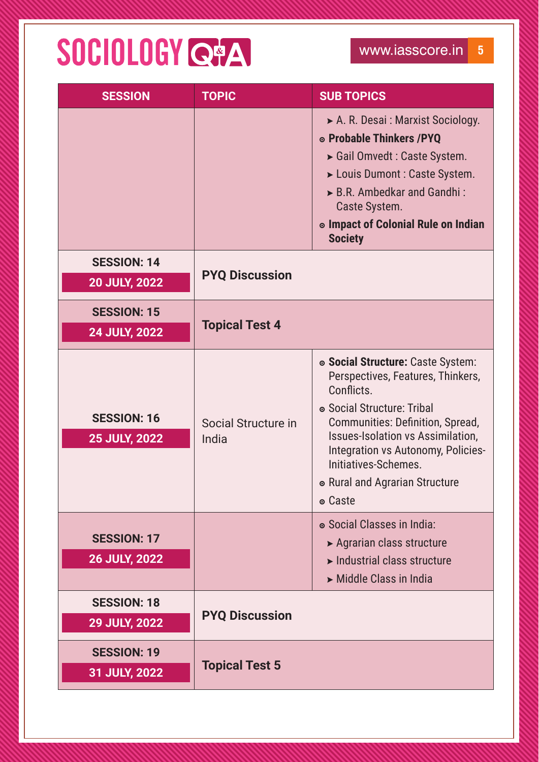| SESSION | TOPIC | SUB TOPICS |
|---|---|---|
| | | ➤ A. R. Desai : Marxist Sociology.<br>⊙ **Probable Thinkers /PYQ**<br>➤ Gail Omvedt : Caste System.<br>➤ Louis Dumont : Caste System.<br>➤ B.R. Ambedkar and Gandhi : Caste System.<br>⊙ **Impact of Colonial Rule on Indian Society** |
| **SESSION: 14**<br>**20 JULY, 2022** | **PYQ Discussion** | |
| **SESSION: 15**<br>**24 JULY, 2022** | **Topical Test 4** | |
| **SESSION: 16**<br>**25 JULY, 2022** | Social Structure in India | ⊙ **Social Structure:** Caste System: Perspectives, Features, Thinkers, Conflicts.<br>⊙ Social Structure: Tribal Communities: Definition, Spread, Issues-Isolation vs Assimilation, Integration vs Autonomy, Policies-Initiatives-Schemes.<br>⊙ Rural and Agrarian Structure<br>⊙ Caste |
| **SESSION: 17**<br>**26 JULY, 2022** | | ⊙ Social Classes in India:<br>➤ Agrarian class structure<br>➤ Industrial class structure<br>➤ Middle Class in India |
| **SESSION: 18**<br>**29 JULY, 2022** | **PYQ Discussion** | |
| **SESSION: 19**<br>**31 JULY, 2022** | **Topical Test 5** | |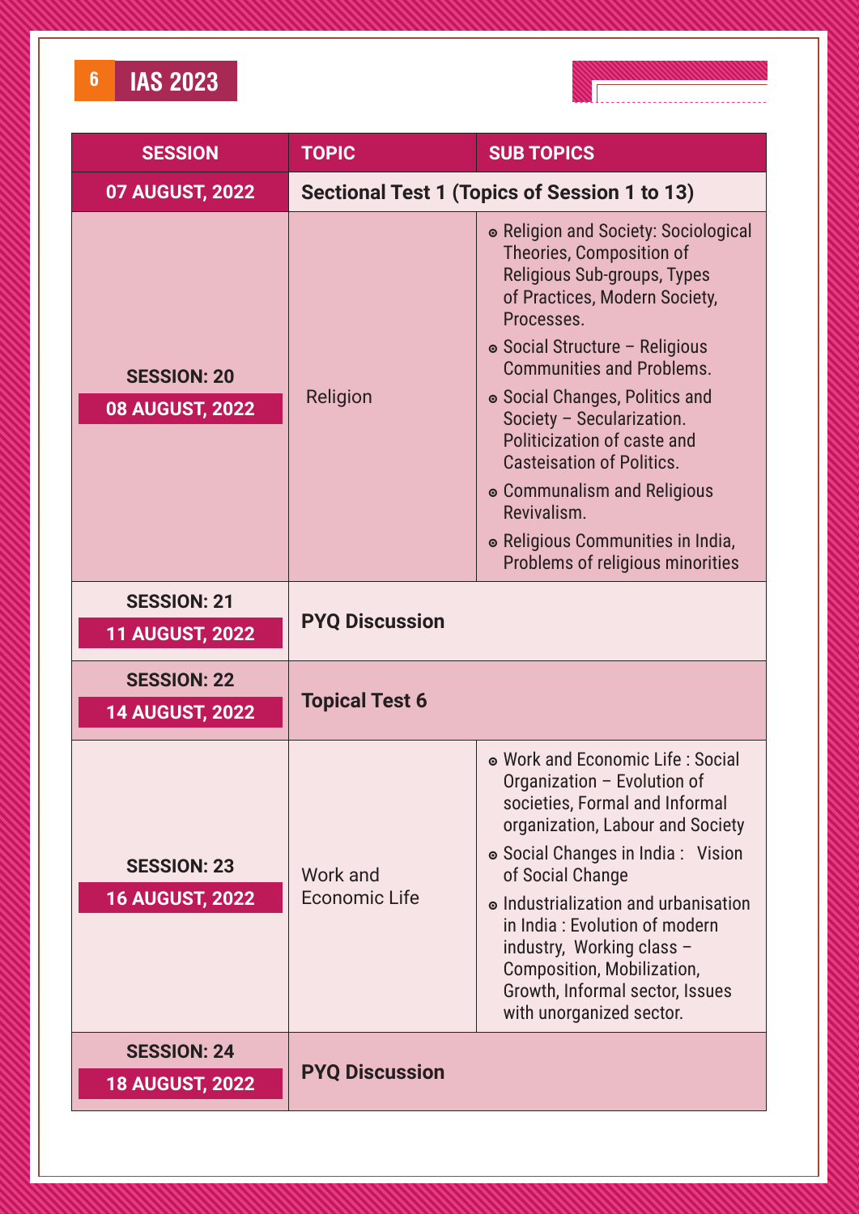| SESSION | TOPIC | SUB TOPICS |
| --- | --- | --- |
| 07 AUGUST, 2022 | **Sectional Test 1 (Topics of Session 1 to 13)** | |
| SESSION: 20<br>08 AUGUST, 2022 | Religion | • Religion and Society: Sociological Theories, Composition of Religious Sub-groups, Types of Practices, Modern Society, Processes.<br>• Social Structure – Religious Communities and Problems.<br>• Social Changes, Politics and Society – Secularization. Politicization of caste and Casteisation of Politics.<br>• Communalism and Religious Revivalism.<br>• Religious Communities in India, Problems of religious minorities |
| SESSION: 21<br>11 AUGUST, 2022 | **PYQ Discussion** | |
| SESSION: 22<br>14 AUGUST, 2022 | **Topical Test 6** | |
| SESSION: 23<br>16 AUGUST, 2022 | Work and Economic Life | • Work and Economic Life : Social Organization – Evolution of societies, Formal and Informal organization, Labour and Society<br>• Social Changes in India : Vision of Social Change<br>• Industrialization and urbanisation in India : Evolution of modern industry, Working class – Composition, Mobilization, Growth, Informal sector, Issues with unorganized sector. |
| SESSION: 24<br>18 AUGUST, 2022 | **PYQ Discussion** | |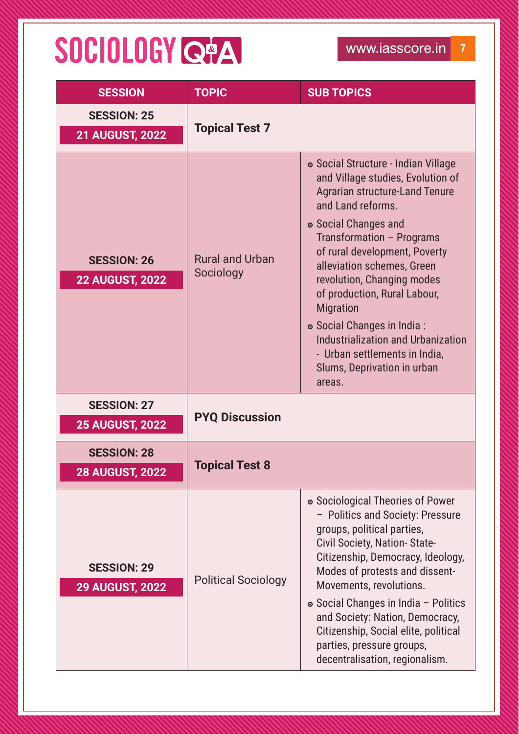| SESSION | TOPIC | SUB TOPICS |
| --- | --- | --- |
| SESSION: 25<br>21 AUGUST, 2022 | **Topical Test 7** | |
| SESSION: 26<br>22 AUGUST, 2022 | Rural and Urban Sociology | • Social Structure - Indian Village and Village studies, Evolution of Agrarian structure-Land Tenure and Land reforms.<br>• Social Changes and Transformation – Programs of rural development, Poverty alleviation schemes, Green revolution, Changing modes of production, Rural Labour, Migration<br>• Social Changes in India : Industrialization and Urbanization - Urban settlements in India, Slums, Deprivation in urban areas. |
| SESSION: 27<br>25 AUGUST, 2022 | **PYQ Discussion** | |
| SESSION: 28<br>28 AUGUST, 2022 | **Topical Test 8** | |
| SESSION: 29<br>29 AUGUST, 2022 | Political Sociology | • Sociological Theories of Power – Politics and Society: Pressure groups, political parties, Civil Society, Nation- State-Citizenship, Democracy, Ideology, Modes of protests and dissent-Movements, revolutions.<br>• Social Changes in India – Politics and Society: Nation, Democracy, Citizenship, Social elite, political parties, pressure groups, decentralisation, regionalism. |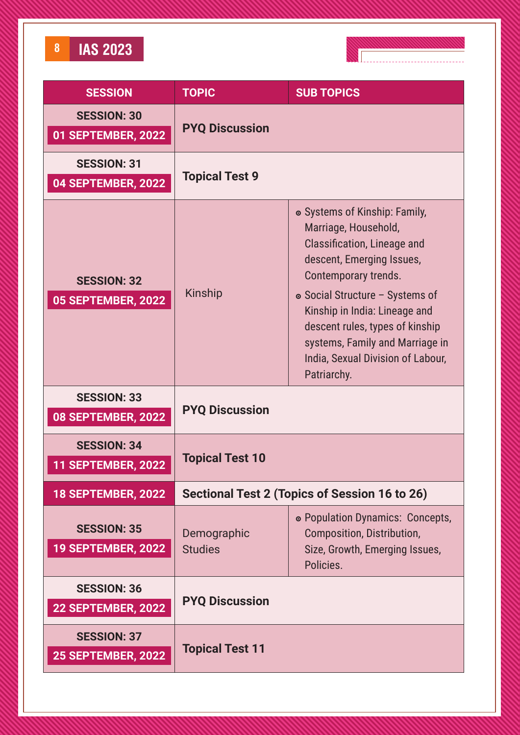| SESSION | TOPIC | SUB TOPICS |
|---|---|---|
| SESSION: 30<br>01 SEPTEMBER, 2022 | **PYQ Discussion** | |
| SESSION: 31<br>04 SEPTEMBER, 2022 | **Topical Test 9** | |
| SESSION: 32<br>05 SEPTEMBER, 2022 | Kinship | ⊙ Systems of Kinship: Family, Marriage, Household, Classification, Lineage and descent, Emerging Issues, Contemporary trends.<br>⊙ Social Structure – Systems of Kinship in India: Lineage and descent rules, types of kinship systems, Family and Marriage in India, Sexual Division of Labour, Patriarchy. |
| SESSION: 33<br>08 SEPTEMBER, 2022 | **PYQ Discussion** | |
| SESSION: 34<br>11 SEPTEMBER, 2022 | **Topical Test 10** | |
| 18 SEPTEMBER, 2022 | **Sectional Test 2 (Topics of Session 16 to 26)** | |
| SESSION: 35<br>19 SEPTEMBER, 2022 | Demographic Studies | ⊙ Population Dynamics: Concepts, Composition, Distribution, Size, Growth, Emerging Issues, Policies. |
| SESSION: 36<br>22 SEPTEMBER, 2022 | **PYQ Discussion** | |
| SESSION: 37<br>25 SEPTEMBER, 2022 | **Topical Test 11** | |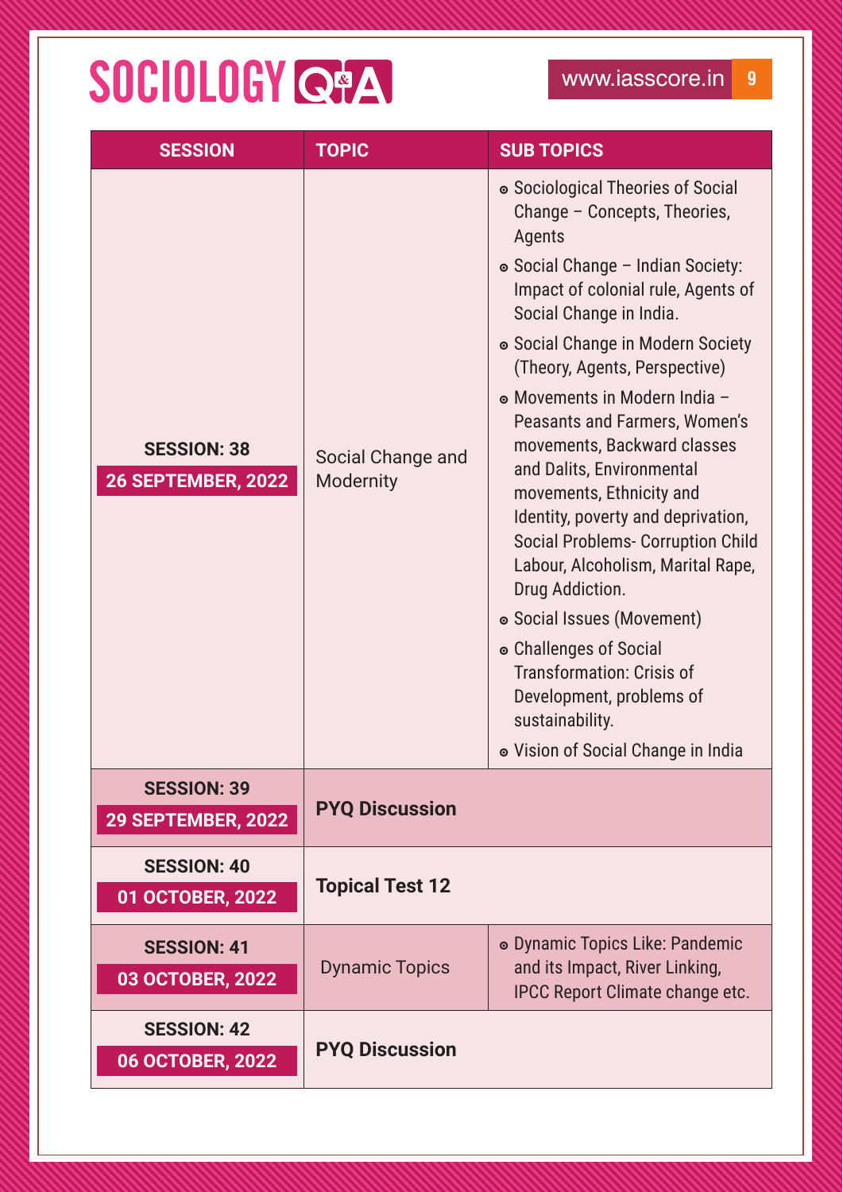| SESSION | TOPIC | SUB TOPICS |
| --- | --- | --- |
| **SESSION: 38** **26 SEPTEMBER, 2022** | Social Change and Modernity | • Sociological Theories of Social Change – Concepts, Theories, Agents<br>• Social Change – Indian Society: Impact of colonial rule, Agents of Social Change in India.<br>• Social Change in Modern Society (Theory, Agents, Perspective)<br>• Movements in Modern India – Peasants and Farmers, Women's movements, Backward classes and Dalits, Environmental movements, Ethnicity and Identity, poverty and deprivation, Social Problems- Corruption Child Labour, Alcoholism, Marital Rape, Drug Addiction.<br>• Social Issues (Movement)<br>• Challenges of Social Transformation: Crisis of Development, problems of sustainability.<br>• Vision of Social Change in India |
| **SESSION: 39** **29 SEPTEMBER, 2022** | **PYQ Discussion** | |
| **SESSION: 40** **01 OCTOBER, 2022** | **Topical Test 12** | |
| **SESSION: 41** **03 OCTOBER, 2022** | Dynamic Topics | • Dynamic Topics Like: Pandemic and its Impact, River Linking, IPCC Report Climate change etc. |
| **SESSION: 42** **06 OCTOBER, 2022** | **PYQ Discussion** | |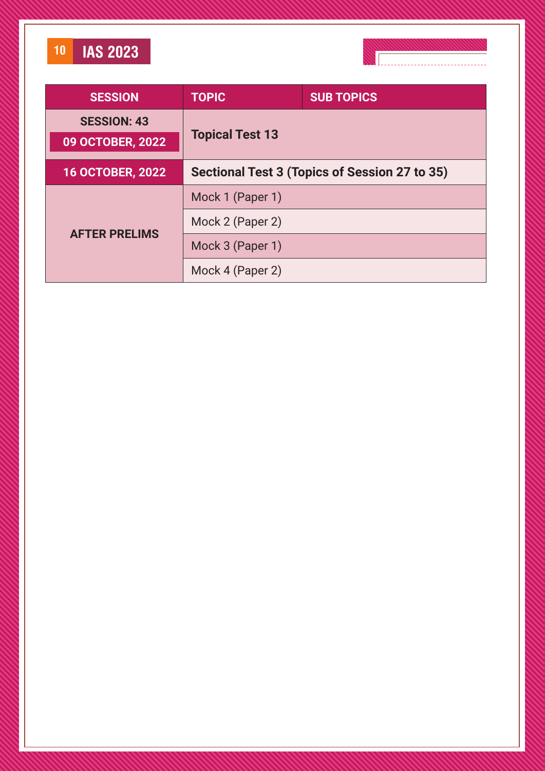| SESSION | TOPIC | SUB TOPICS |
|---|---|---|
| SESSION: 43<br>09 OCTOBER, 2022 | Topical Test 13 | |
| 16 OCTOBER, 2022 | Sectional Test 3 (Topics of Session 27 to 35) | |
| AFTER PRELIMS | Mock 1 (Paper 1) | |
| | Mock 2 (Paper 2) | |
| | Mock 3 (Paper 1) | |
| | Mock 4 (Paper 2) | |